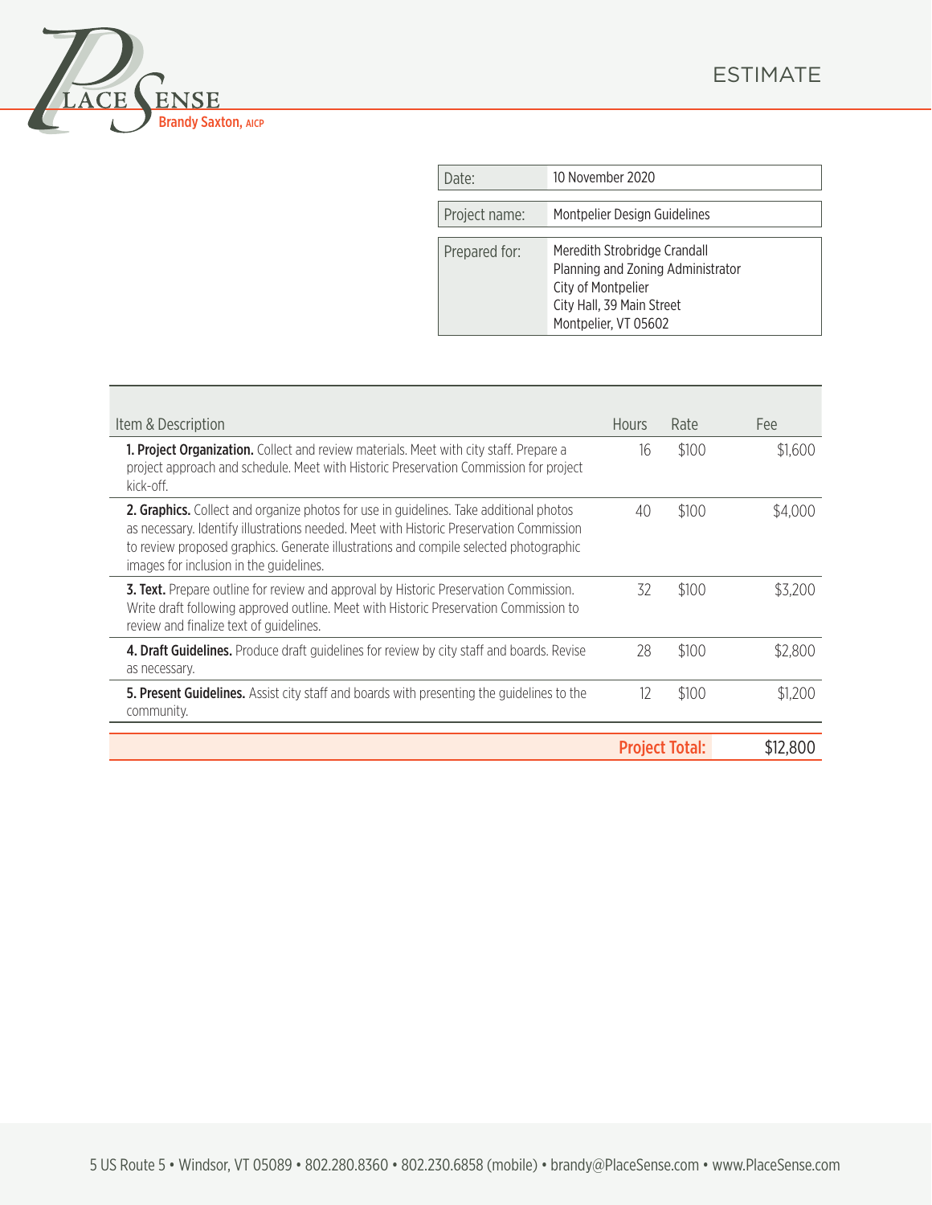PLACE SENSE
Brandy Saxton, AICP

# ESTIMATE

| | |
|---|---|
| Date: | 10 November 2020 |
| Project name: | Montpelier Design Guidelines |
| Prepared for: | Meredith Strobridge Crandall<br>Planning and Zoning Administrator<br>City of Montpelier<br>City Hall, 39 Main Street<br>Montpelier, VT 05602 |

| Item & Description | Hours | Rate | Fee |
|---|---|---|---|
| **1. Project Organization.** Collect and review materials. Meet with city staff. Prepare a project approach and schedule. Meet with Historic Preservation Commission for project kick-off. | 16 | $100 | $1,600 |
| **2. Graphics.** Collect and organize photos for use in guidelines. Take additional photos as necessary. Identify illustrations needed. Meet with Historic Preservation Commission to review proposed graphics. Generate illustrations and compile selected photographic images for inclusion in the guidelines. | 40 | $100 | $4,000 |
| **3. Text.** Prepare outline for review and approval by Historic Preservation Commission. Write draft following approved outline. Meet with Historic Preservation Commission to review and finalize text of guidelines. | 32 | $100 | $3,200 |
| **4. Draft Guidelines.** Produce draft guidelines for review by city staff and boards. Revise as necessary. | 28 | $100 | $2,800 |
| **5. Present Guidelines.** Assist city staff and boards with presenting the guidelines to the community. | 12 | $100 | $1,200 |
| | | **Project Total:** | $12,800 |

5 US Route 5 • Windsor, VT 05089 • 802.280.8360 • 802.230.6858 (mobile) • brandy@PlaceSense.com • www.PlaceSense.com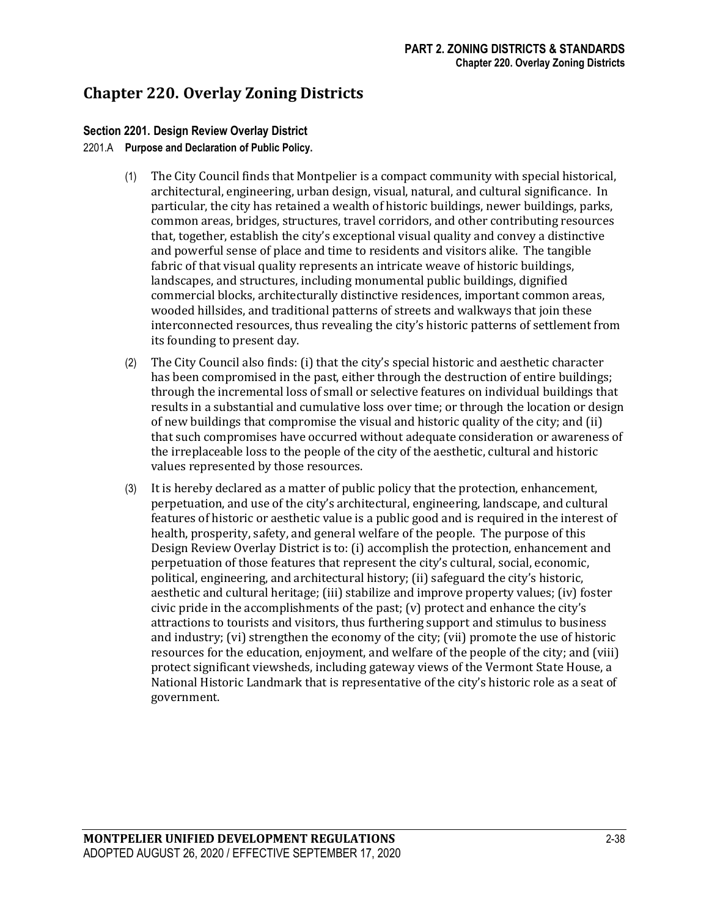# Chapter 220. Overlay Zoning Districts

## Section 2201. Design Review Overlay District

### 2201.A Purpose and Declaration of Public Policy.

(1) The City Council finds that Montpelier is a compact community with special historical, architectural, engineering, urban design, visual, natural, and cultural significance. In particular, the city has retained a wealth of historic buildings, newer buildings, parks, common areas, bridges, structures, travel corridors, and other contributing resources that, together, establish the city's exceptional visual quality and convey a distinctive and powerful sense of place and time to residents and visitors alike. The tangible fabric of that visual quality represents an intricate weave of historic buildings, landscapes, and structures, including monumental public buildings, dignified commercial blocks, architecturally distinctive residences, important common areas, wooded hillsides, and traditional patterns of streets and walkways that join these interconnected resources, thus revealing the city's historic patterns of settlement from its founding to present day.

(2) The City Council also finds: (i) that the city's special historic and aesthetic character has been compromised in the past, either through the destruction of entire buildings; through the incremental loss of small or selective features on individual buildings that results in a substantial and cumulative loss over time; or through the location or design of new buildings that compromise the visual and historic quality of the city; and (ii) that such compromises have occurred without adequate consideration or awareness of the irreplaceable loss to the people of the city of the aesthetic, cultural and historic values represented by those resources.

(3) It is hereby declared as a matter of public policy that the protection, enhancement, perpetuation, and use of the city's architectural, engineering, landscape, and cultural features of historic or aesthetic value is a public good and is required in the interest of health, prosperity, safety, and general welfare of the people. The purpose of this Design Review Overlay District is to: (i) accomplish the protection, enhancement and perpetuation of those features that represent the city's cultural, social, economic, political, engineering, and architectural history; (ii) safeguard the city's historic, aesthetic and cultural heritage; (iii) stabilize and improve property values; (iv) foster civic pride in the accomplishments of the past; (v) protect and enhance the city's attractions to tourists and visitors, thus furthering support and stimulus to business and industry; (vi) strengthen the economy of the city; (vii) promote the use of historic resources for the education, enjoyment, and welfare of the people of the city; and (viii) protect significant viewsheds, including gateway views of the Vermont State House, a National Historic Landmark that is representative of the city's historic role as a seat of government.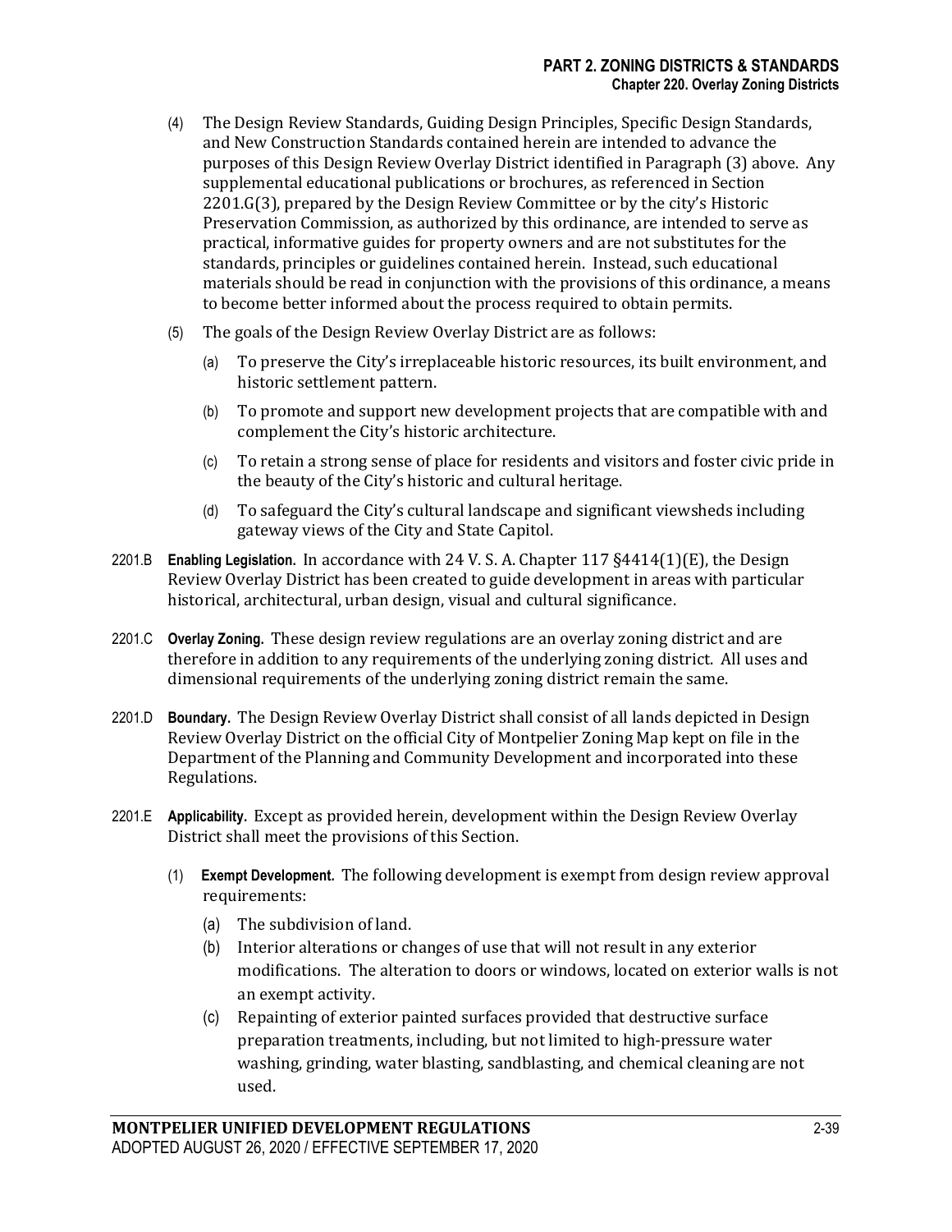(4) The Design Review Standards, Guiding Design Principles, Specific Design Standards, and New Construction Standards contained herein are intended to advance the purposes of this Design Review Overlay District identified in Paragraph (3) above. Any supplemental educational publications or brochures, as referenced in Section 2201.G(3), prepared by the Design Review Committee or by the city's Historic Preservation Commission, as authorized by this ordinance, are intended to serve as practical, informative guides for property owners and are not substitutes for the standards, principles or guidelines contained herein. Instead, such educational materials should be read in conjunction with the provisions of this ordinance, a means to become better informed about the process required to obtain permits.

(5) The goals of the Design Review Overlay District are as follows:

(a) To preserve the City's irreplaceable historic resources, its built environment, and historic settlement pattern.

(b) To promote and support new development projects that are compatible with and complement the City's historic architecture.

(c) To retain a strong sense of place for residents and visitors and foster civic pride in the beauty of the City's historic and cultural heritage.

(d) To safeguard the City's cultural landscape and significant viewsheds including gateway views of the City and State Capitol.

2201.B **Enabling Legislation.** In accordance with 24 V. S. A. Chapter 117 §4414(1)(E), the Design Review Overlay District has been created to guide development in areas with particular historical, architectural, urban design, visual and cultural significance.

2201.C **Overlay Zoning.** These design review regulations are an overlay zoning district and are therefore in addition to any requirements of the underlying zoning district. All uses and dimensional requirements of the underlying zoning district remain the same.

2201.D **Boundary.** The Design Review Overlay District shall consist of all lands depicted in Design Review Overlay District on the official City of Montpelier Zoning Map kept on file in the Department of the Planning and Community Development and incorporated into these Regulations.

2201.E **Applicability.** Except as provided herein, development within the Design Review Overlay District shall meet the provisions of this Section.

(1) **Exempt Development.** The following development is exempt from design review approval requirements:

(a) The subdivision of land.

(b) Interior alterations or changes of use that will not result in any exterior modifications. The alteration to doors or windows, located on exterior walls is not an exempt activity.

(c) Repainting of exterior painted surfaces provided that destructive surface preparation treatments, including, but not limited to high-pressure water washing, grinding, water blasting, sandblasting, and chemical cleaning are not used.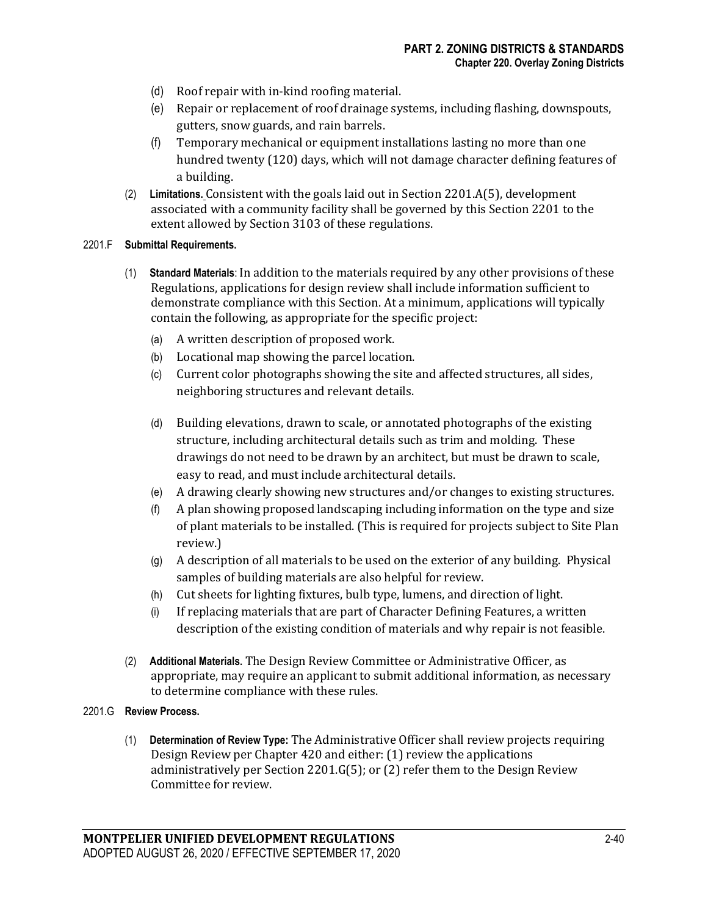- (d) Roof repair with in-kind roofing material.
- (e) Repair or replacement of roof drainage systems, including flashing, downspouts, gutters, snow guards, and rain barrels.
- (f) Temporary mechanical or equipment installations lasting no more than one hundred twenty (120) days, which will not damage character defining features of a building.

(2) **Limitations.** Consistent with the goals laid out in Section 2201.A(5), development associated with a community facility shall be governed by this Section 2201 to the extent allowed by Section 3103 of these regulations.

### 2201.F Submittal Requirements.

(1) **Standard Materials**: In addition to the materials required by any other provisions of these Regulations, applications for design review shall include information sufficient to demonstrate compliance with this Section. At a minimum, applications will typically contain the following, as appropriate for the specific project:

- (a) A written description of proposed work.
- (b) Locational map showing the parcel location.
- (c) Current color photographs showing the site and affected structures, all sides, neighboring structures and relevant details.
- (d) Building elevations, drawn to scale, or annotated photographs of the existing structure, including architectural details such as trim and molding. These drawings do not need to be drawn by an architect, but must be drawn to scale, easy to read, and must include architectural details.
- (e) A drawing clearly showing new structures and/or changes to existing structures.
- (f) A plan showing proposed landscaping including information on the type and size of plant materials to be installed. (This is required for projects subject to Site Plan review.)
- (g) A description of all materials to be used on the exterior of any building. Physical samples of building materials are also helpful for review.
- (h) Cut sheets for lighting fixtures, bulb type, lumens, and direction of light.
- (i) If replacing materials that are part of Character Defining Features, a written description of the existing condition of materials and why repair is not feasible.

(2) **Additional Materials.** The Design Review Committee or Administrative Officer, as appropriate, may require an applicant to submit additional information, as necessary to determine compliance with these rules.

### 2201.G Review Process.

(1) **Determination of Review Type:** The Administrative Officer shall review projects requiring Design Review per Chapter 420 and either: (1) review the applications administratively per Section 2201.G(5); or (2) refer them to the Design Review Committee for review.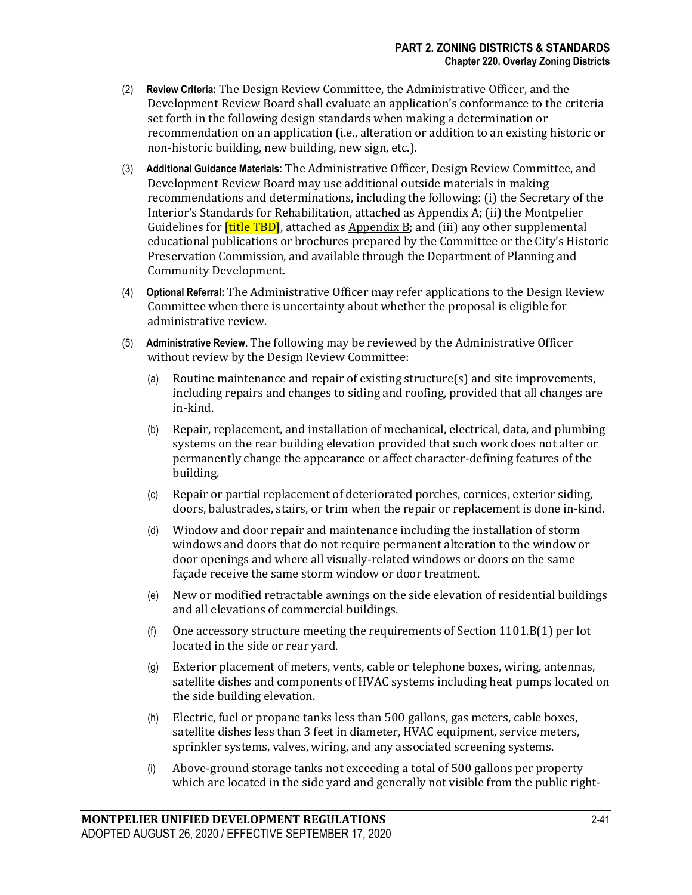(2) **Review Criteria:** The Design Review Committee, the Administrative Officer, and the Development Review Board shall evaluate an application's conformance to the criteria set forth in the following design standards when making a determination or recommendation on an application (i.e., alteration or addition to an existing historic or non-historic building, new building, new sign, etc.).

(3) **Additional Guidance Materials:** The Administrative Officer, Design Review Committee, and Development Review Board may use additional outside materials in making recommendations and determinations, including the following: (i) the Secretary of the Interior's Standards for Rehabilitation, attached as Appendix A; (ii) the Montpelier Guidelines for [title TBD], attached as Appendix B; and (iii) any other supplemental educational publications or brochures prepared by the Committee or the City's Historic Preservation Commission, and available through the Department of Planning and Community Development.

(4) **Optional Referral:** The Administrative Officer may refer applications to the Design Review Committee when there is uncertainty about whether the proposal is eligible for administrative review.

(5) **Administrative Review.** The following may be reviewed by the Administrative Officer without review by the Design Review Committee:

(a) Routine maintenance and repair of existing structure(s) and site improvements, including repairs and changes to siding and roofing, provided that all changes are in-kind.

(b) Repair, replacement, and installation of mechanical, electrical, data, and plumbing systems on the rear building elevation provided that such work does not alter or permanently change the appearance or affect character-defining features of the building.

(c) Repair or partial replacement of deteriorated porches, cornices, exterior siding, doors, balustrades, stairs, or trim when the repair or replacement is done in-kind.

(d) Window and door repair and maintenance including the installation of storm windows and doors that do not require permanent alteration to the window or door openings and where all visually-related windows or doors on the same façade receive the same storm window or door treatment.

(e) New or modified retractable awnings on the side elevation of residential buildings and all elevations of commercial buildings.

(f) One accessory structure meeting the requirements of Section 1101.B(1) per lot located in the side or rear yard.

(g) Exterior placement of meters, vents, cable or telephone boxes, wiring, antennas, satellite dishes and components of HVAC systems including heat pumps located on the side building elevation.

(h) Electric, fuel or propane tanks less than 500 gallons, gas meters, cable boxes, satellite dishes less than 3 feet in diameter, HVAC equipment, service meters, sprinkler systems, valves, wiring, and any associated screening systems.

(i) Above-ground storage tanks not exceeding a total of 500 gallons per property which are located in the side yard and generally not visible from the public right-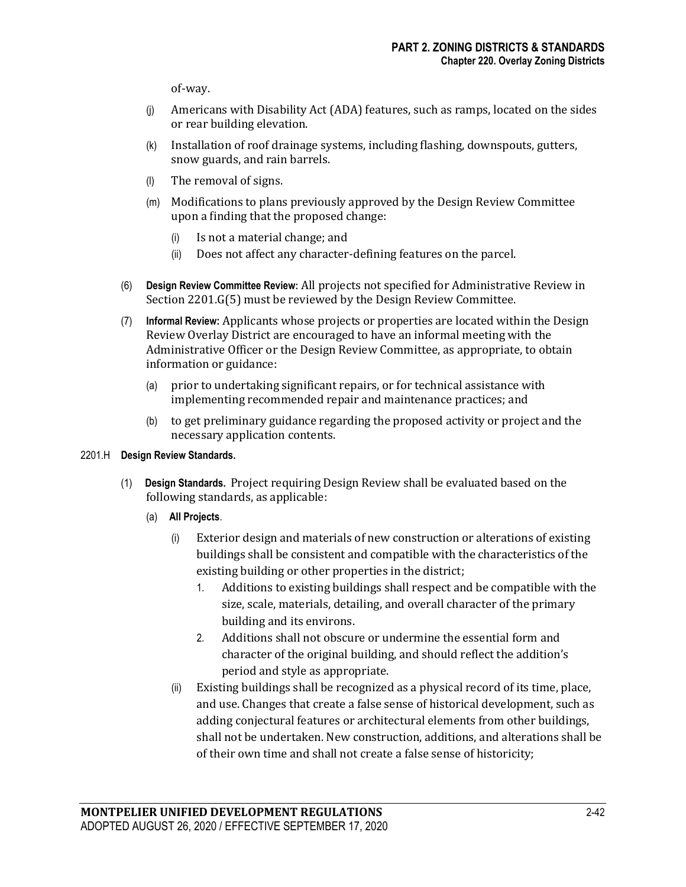of-way.

(j) Americans with Disability Act (ADA) features, such as ramps, located on the sides or rear building elevation.

(k) Installation of roof drainage systems, including flashing, downspouts, gutters, snow guards, and rain barrels.

(l) The removal of signs.

(m) Modifications to plans previously approved by the Design Review Committee upon a finding that the proposed change:

   (i) Is not a material change; and

   (ii) Does not affect any character-defining features on the parcel.

(6) **Design Review Committee Review:** All projects not specified for Administrative Review in Section 2201.G(5) must be reviewed by the Design Review Committee.

(7) **Informal Review:** Applicants whose projects or properties are located within the Design Review Overlay District are encouraged to have an informal meeting with the Administrative Officer or the Design Review Committee, as appropriate, to obtain information or guidance:

   (a) prior to undertaking significant repairs, or for technical assistance with implementing recommended repair and maintenance practices; and

   (b) to get preliminary guidance regarding the proposed activity or project and the necessary application contents.

### 2201.H Design Review Standards.

(1) **Design Standards.** Project requiring Design Review shall be evaluated based on the following standards, as applicable:

   (a) **All Projects**.

      (i) Exterior design and materials of new construction or alterations of existing buildings shall be consistent and compatible with the characteristics of the existing building or other properties in the district;

         1. Additions to existing buildings shall respect and be compatible with the size, scale, materials, detailing, and overall character of the primary building and its environs.

         2. Additions shall not obscure or undermine the essential form and character of the original building, and should reflect the addition's period and style as appropriate.

      (ii) Existing buildings shall be recognized as a physical record of its time, place, and use. Changes that create a false sense of historical development, such as adding conjectural features or architectural elements from other buildings, shall not be undertaken. New construction, additions, and alterations shall be of their own time and shall not create a false sense of historicity;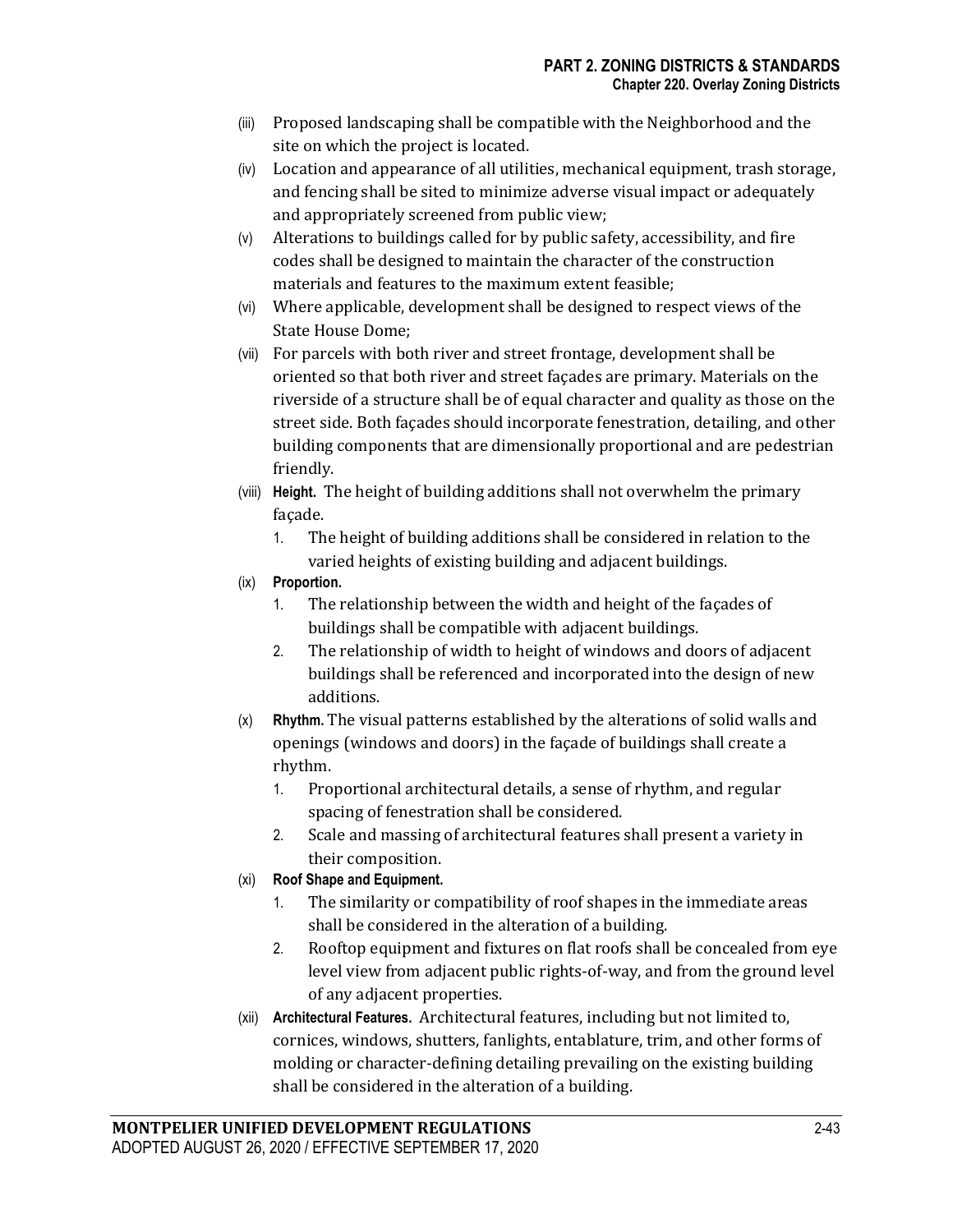(iii) Proposed landscaping shall be compatible with the Neighborhood and the site on which the project is located.

(iv) Location and appearance of all utilities, mechanical equipment, trash storage, and fencing shall be sited to minimize adverse visual impact or adequately and appropriately screened from public view;

(v) Alterations to buildings called for by public safety, accessibility, and fire codes shall be designed to maintain the character of the construction materials and features to the maximum extent feasible;

(vi) Where applicable, development shall be designed to respect views of the State House Dome;

(vii) For parcels with both river and street frontage, development shall be oriented so that both river and street façades are primary. Materials on the riverside of a structure shall be of equal character and quality as those on the street side. Both façades should incorporate fenestration, detailing, and other building components that are dimensionally proportional and are pedestrian friendly.

(viii) **Height.** The height of building additions shall not overwhelm the primary façade.

1. The height of building additions shall be considered in relation to the varied heights of existing building and adjacent buildings.

(ix) **Proportion.**

1. The relationship between the width and height of the façades of buildings shall be compatible with adjacent buildings.
2. The relationship of width to height of windows and doors of adjacent buildings shall be referenced and incorporated into the design of new additions.

(x) **Rhythm.** The visual patterns established by the alterations of solid walls and openings (windows and doors) in the façade of buildings shall create a rhythm.

1. Proportional architectural details, a sense of rhythm, and regular spacing of fenestration shall be considered.
2. Scale and massing of architectural features shall present a variety in their composition.

(xi) **Roof Shape and Equipment.**

1. The similarity or compatibility of roof shapes in the immediate areas shall be considered in the alteration of a building.
2. Rooftop equipment and fixtures on flat roofs shall be concealed from eye level view from adjacent public rights-of-way, and from the ground level of any adjacent properties.

(xii) **Architectural Features.** Architectural features, including but not limited to, cornices, windows, shutters, fanlights, entablature, trim, and other forms of molding or character-defining detailing prevailing on the existing building shall be considered in the alteration of a building.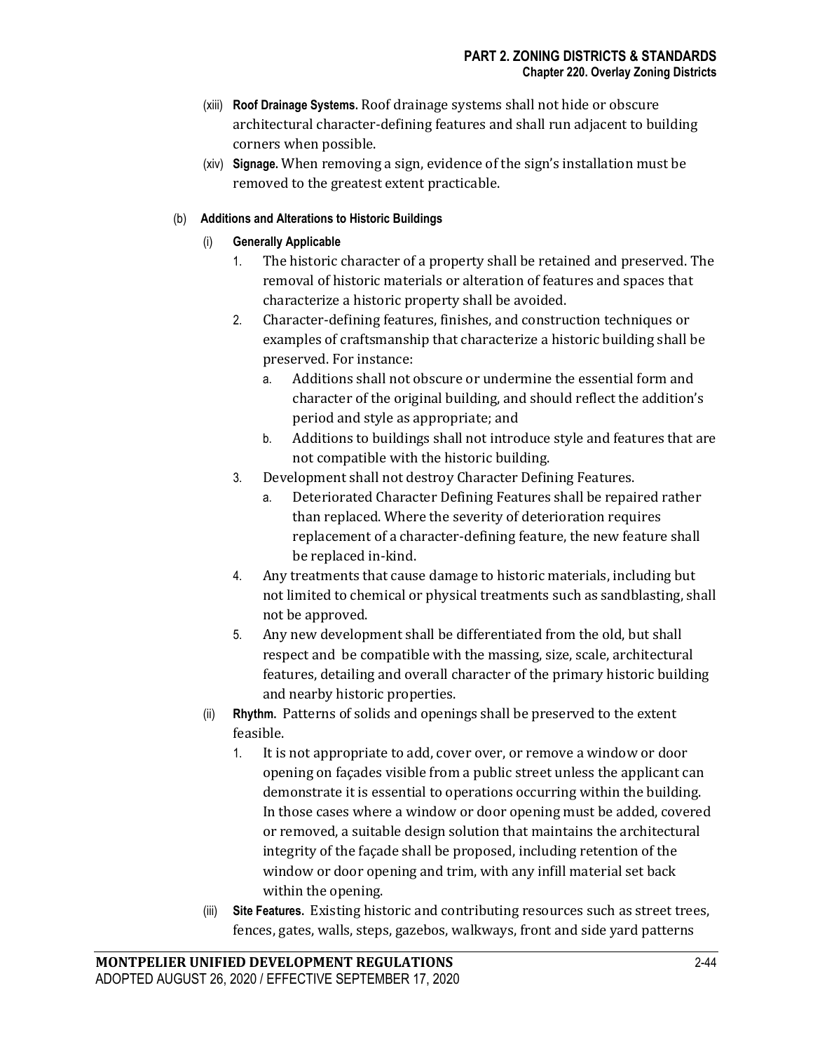(xiii) **Roof Drainage Systems.** Roof drainage systems shall not hide or obscure architectural character-defining features and shall run adjacent to building corners when possible.

(xiv) **Signage.** When removing a sign, evidence of the sign's installation must be removed to the greatest extent practicable.

(b) **Additions and Alterations to Historic Buildings**

(i) **Generally Applicable**

1. The historic character of a property shall be retained and preserved. The removal of historic materials or alteration of features and spaces that characterize a historic property shall be avoided.
2. Character-defining features, finishes, and construction techniques or examples of craftsmanship that characterize a historic building shall be preserved. For instance:
   a. Additions shall not obscure or undermine the essential form and character of the original building, and should reflect the addition's period and style as appropriate; and
   b. Additions to buildings shall not introduce style and features that are not compatible with the historic building.
3. Development shall not destroy Character Defining Features.
   a. Deteriorated Character Defining Features shall be repaired rather than replaced. Where the severity of deterioration requires replacement of a character-defining feature, the new feature shall be replaced in-kind.
4. Any treatments that cause damage to historic materials, including but not limited to chemical or physical treatments such as sandblasting, shall not be approved.
5. Any new development shall be differentiated from the old, but shall respect and be compatible with the massing, size, scale, architectural features, detailing and overall character of the primary historic building and nearby historic properties.

(ii) **Rhythm.** Patterns of solids and openings shall be preserved to the extent feasible.

1. It is not appropriate to add, cover over, or remove a window or door opening on façades visible from a public street unless the applicant can demonstrate it is essential to operations occurring within the building. In those cases where a window or door opening must be added, covered or removed, a suitable design solution that maintains the architectural integrity of the façade shall be proposed, including retention of the window or door opening and trim, with any infill material set back within the opening.

(iii) **Site Features.** Existing historic and contributing resources such as street trees, fences, gates, walls, steps, gazebos, walkways, front and side yard patterns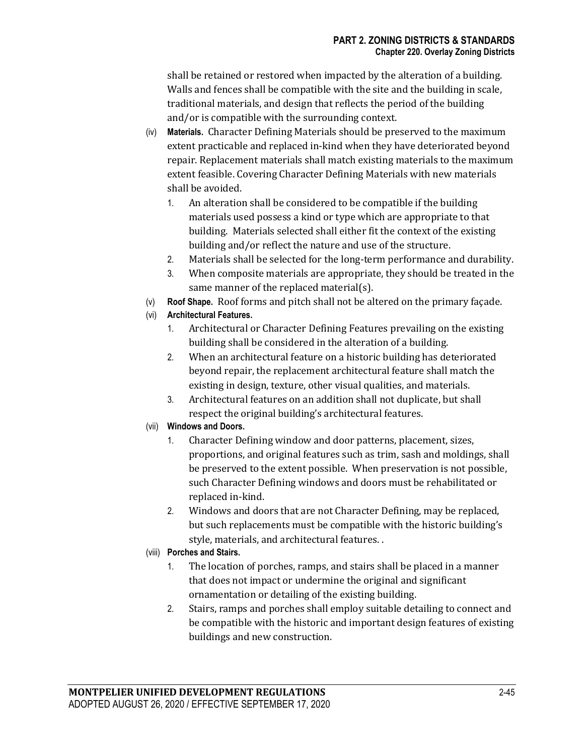shall be retained or restored when impacted by the alteration of a building. Walls and fences shall be compatible with the site and the building in scale, traditional materials, and design that reflects the period of the building and/or is compatible with the surrounding context.

(iv) **Materials.** Character Defining Materials should be preserved to the maximum extent practicable and replaced in-kind when they have deteriorated beyond repair. Replacement materials shall match existing materials to the maximum extent feasible. Covering Character Defining Materials with new materials shall be avoided.

1. An alteration shall be considered to be compatible if the building materials used possess a kind or type which are appropriate to that building. Materials selected shall either fit the context of the existing building and/or reflect the nature and use of the structure.
2. Materials shall be selected for the long-term performance and durability.
3. When composite materials are appropriate, they should be treated in the same manner of the replaced material(s).

(v) **Roof Shape.** Roof forms and pitch shall not be altered on the primary façade.

(vi) **Architectural Features.**

1. Architectural or Character Defining Features prevailing on the existing building shall be considered in the alteration of a building.
2. When an architectural feature on a historic building has deteriorated beyond repair, the replacement architectural feature shall match the existing in design, texture, other visual qualities, and materials.
3. Architectural features on an addition shall not duplicate, but shall respect the original building's architectural features.

(vii) **Windows and Doors.**

1. Character Defining window and door patterns, placement, sizes, proportions, and original features such as trim, sash and moldings, shall be preserved to the extent possible. When preservation is not possible, such Character Defining windows and doors must be rehabilitated or replaced in-kind.
2. Windows and doors that are not Character Defining, may be replaced, but such replacements must be compatible with the historic building's style, materials, and architectural features. .

(viii) **Porches and Stairs.**

1. The location of porches, ramps, and stairs shall be placed in a manner that does not impact or undermine the original and significant ornamentation or detailing of the existing building.
2. Stairs, ramps and porches shall employ suitable detailing to connect and be compatible with the historic and important design features of existing buildings and new construction.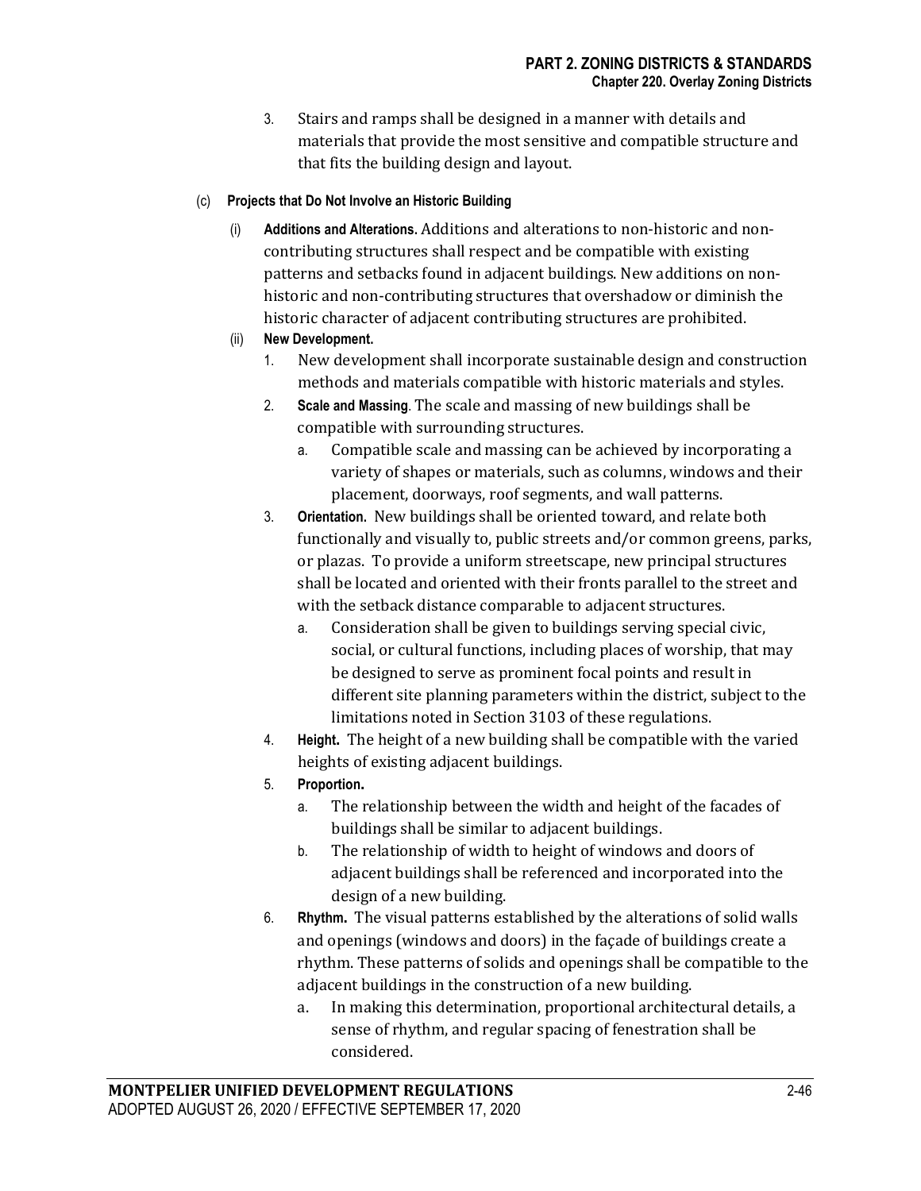3. Stairs and ramps shall be designed in a manner with details and materials that provide the most sensitive and compatible structure and that fits the building design and layout.

(c) **Projects that Do Not Involve an Historic Building**

(i) **Additions and Alterations.** Additions and alterations to non-historic and non-contributing structures shall respect and be compatible with existing patterns and setbacks found in adjacent buildings. New additions on non-historic and non-contributing structures that overshadow or diminish the historic character of adjacent contributing structures are prohibited.

(ii) **New Development.**

1. New development shall incorporate sustainable design and construction methods and materials compatible with historic materials and styles.
2. **Scale and Massing**. The scale and massing of new buildings shall be compatible with surrounding structures.
   a. Compatible scale and massing can be achieved by incorporating a variety of shapes or materials, such as columns, windows and their placement, doorways, roof segments, and wall patterns.
3. **Orientation.** New buildings shall be oriented toward, and relate both functionally and visually to, public streets and/or common greens, parks, or plazas. To provide a uniform streetscape, new principal structures shall be located and oriented with their fronts parallel to the street and with the setback distance comparable to adjacent structures.
   a. Consideration shall be given to buildings serving special civic, social, or cultural functions, including places of worship, that may be designed to serve as prominent focal points and result in different site planning parameters within the district, subject to the limitations noted in Section 3103 of these regulations.
4. **Height.** The height of a new building shall be compatible with the varied heights of existing adjacent buildings.
5. **Proportion.**
   a. The relationship between the width and height of the facades of buildings shall be similar to adjacent buildings.
   b. The relationship of width to height of windows and doors of adjacent buildings shall be referenced and incorporated into the design of a new building.
6. **Rhythm.** The visual patterns established by the alterations of solid walls and openings (windows and doors) in the façade of buildings create a rhythm. These patterns of solids and openings shall be compatible to the adjacent buildings in the construction of a new building.
   a. In making this determination, proportional architectural details, a sense of rhythm, and regular spacing of fenestration shall be considered.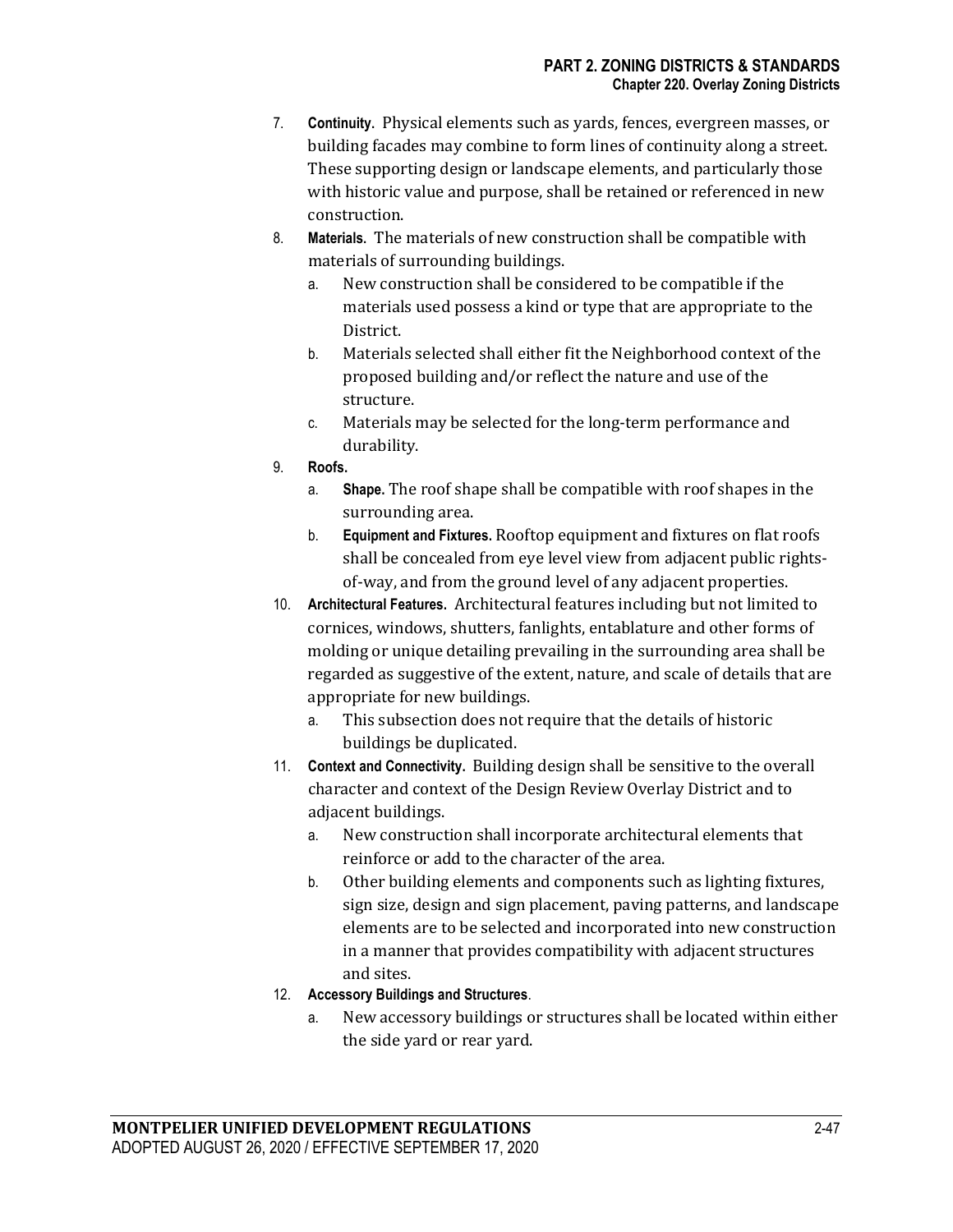7. **Continuity.** Physical elements such as yards, fences, evergreen masses, or building facades may combine to form lines of continuity along a street. These supporting design or landscape elements, and particularly those with historic value and purpose, shall be retained or referenced in new construction.
8. **Materials.** The materials of new construction shall be compatible with materials of surrounding buildings.
   a. New construction shall be considered to be compatible if the materials used possess a kind or type that are appropriate to the District.
   b. Materials selected shall either fit the Neighborhood context of the proposed building and/or reflect the nature and use of the structure.
   c. Materials may be selected for the long-term performance and durability.
9. **Roofs.**
   a. **Shape.** The roof shape shall be compatible with roof shapes in the surrounding area.
   b. **Equipment and Fixtures.** Rooftop equipment and fixtures on flat roofs shall be concealed from eye level view from adjacent public rights-of-way, and from the ground level of any adjacent properties.
10. **Architectural Features.** Architectural features including but not limited to cornices, windows, shutters, fanlights, entablature and other forms of molding or unique detailing prevailing in the surrounding area shall be regarded as suggestive of the extent, nature, and scale of details that are appropriate for new buildings.
    a. This subsection does not require that the details of historic buildings be duplicated.
11. **Context and Connectivity.** Building design shall be sensitive to the overall character and context of the Design Review Overlay District and to adjacent buildings.
    a. New construction shall incorporate architectural elements that reinforce or add to the character of the area.
    b. Other building elements and components such as lighting fixtures, sign size, design and sign placement, paving patterns, and landscape elements are to be selected and incorporated into new construction in a manner that provides compatibility with adjacent structures and sites.
12. **Accessory Buildings and Structures**.
    a. New accessory buildings or structures shall be located within either the side yard or rear yard.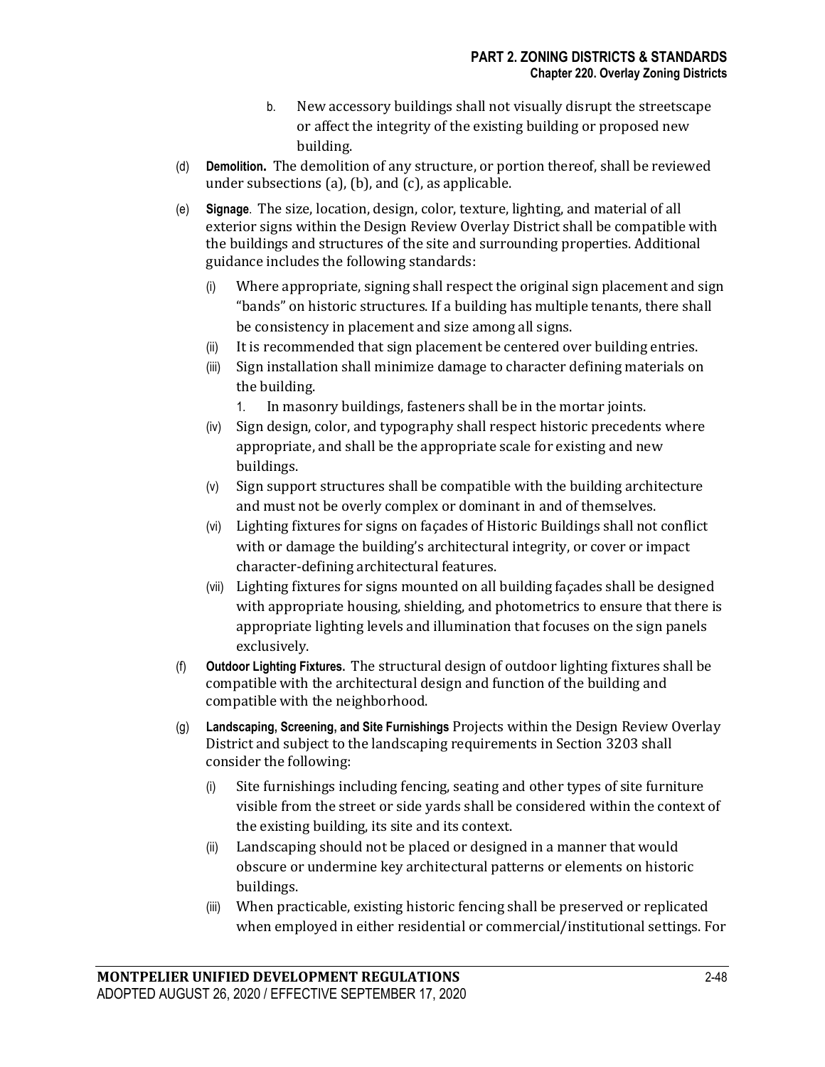b. New accessory buildings shall not visually disrupt the streetscape or affect the integrity of the existing building or proposed new building.

(d) **Demolition.** The demolition of any structure, or portion thereof, shall be reviewed under subsections (a), (b), and (c), as applicable.

(e) **Signage**. The size, location, design, color, texture, lighting, and material of all exterior signs within the Design Review Overlay District shall be compatible with the buildings and structures of the site and surrounding properties. Additional guidance includes the following standards:

(i) Where appropriate, signing shall respect the original sign placement and sign "bands" on historic structures. If a building has multiple tenants, there shall be consistency in placement and size among all signs.

(ii) It is recommended that sign placement be centered over building entries.

(iii) Sign installation shall minimize damage to character defining materials on the building.

1. In masonry buildings, fasteners shall be in the mortar joints.

(iv) Sign design, color, and typography shall respect historic precedents where appropriate, and shall be the appropriate scale for existing and new buildings.

(v) Sign support structures shall be compatible with the building architecture and must not be overly complex or dominant in and of themselves.

(vi) Lighting fixtures for signs on façades of Historic Buildings shall not conflict with or damage the building's architectural integrity, or cover or impact character-defining architectural features.

(vii) Lighting fixtures for signs mounted on all building façades shall be designed with appropriate housing, shielding, and photometrics to ensure that there is appropriate lighting levels and illumination that focuses on the sign panels exclusively.

(f) **Outdoor Lighting Fixtures.** The structural design of outdoor lighting fixtures shall be compatible with the architectural design and function of the building and compatible with the neighborhood.

(g) **Landscaping, Screening, and Site Furnishings** Projects within the Design Review Overlay District and subject to the landscaping requirements in Section 3203 shall consider the following:

(i) Site furnishings including fencing, seating and other types of site furniture visible from the street or side yards shall be considered within the context of the existing building, its site and its context.

(ii) Landscaping should not be placed or designed in a manner that would obscure or undermine key architectural patterns or elements on historic buildings.

(iii) When practicable, existing historic fencing shall be preserved or replicated when employed in either residential or commercial/institutional settings. For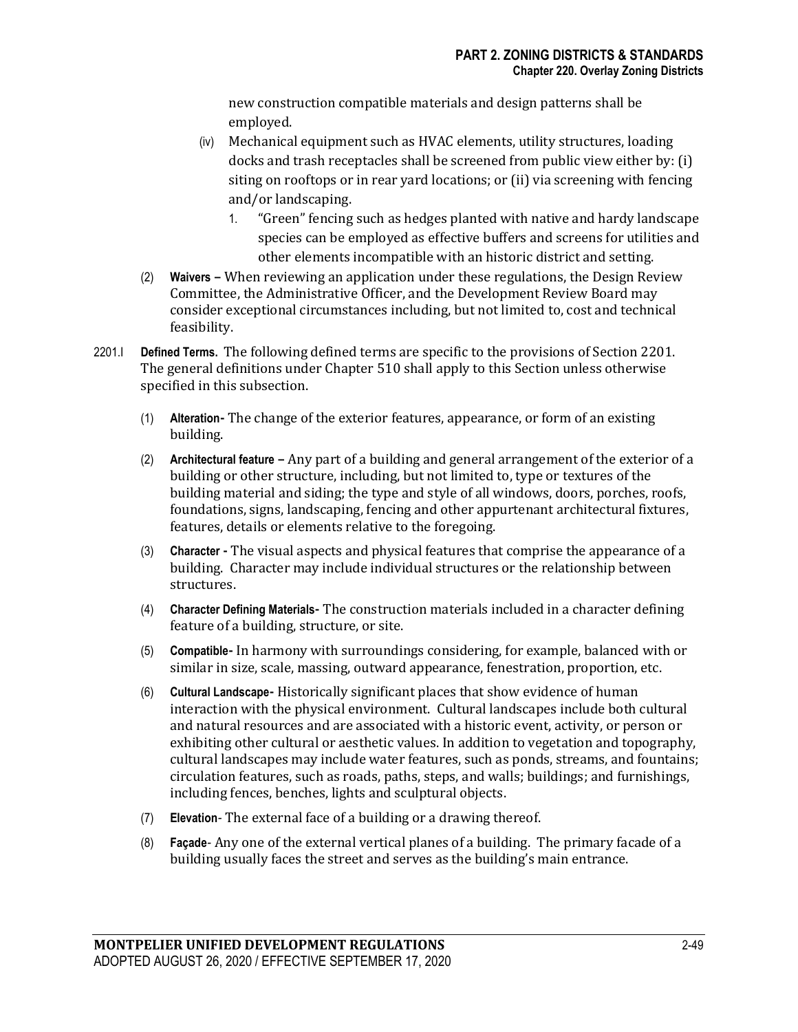new construction compatible materials and design patterns shall be employed.

(iv) Mechanical equipment such as HVAC elements, utility structures, loading docks and trash receptacles shall be screened from public view either by: (i) siting on rooftops or in rear yard locations; or (ii) via screening with fencing and/or landscaping.

1. "Green" fencing such as hedges planted with native and hardy landscape species can be employed as effective buffers and screens for utilities and other elements incompatible with an historic district and setting.

(2) **Waivers –** When reviewing an application under these regulations, the Design Review Committee, the Administrative Officer, and the Development Review Board may consider exceptional circumstances including, but not limited to, cost and technical feasibility.

2201.I **Defined Terms.** The following defined terms are specific to the provisions of Section 2201. The general definitions under Chapter 510 shall apply to this Section unless otherwise specified in this subsection.

(1) **Alteration-** The change of the exterior features, appearance, or form of an existing building.

(2) **Architectural feature –** Any part of a building and general arrangement of the exterior of a building or other structure, including, but not limited to, type or textures of the building material and siding; the type and style of all windows, doors, porches, roofs, foundations, signs, landscaping, fencing and other appurtenant architectural fixtures, features, details or elements relative to the foregoing.

(3) **Character -** The visual aspects and physical features that comprise the appearance of a building. Character may include individual structures or the relationship between structures.

(4) **Character Defining Materials-** The construction materials included in a character defining feature of a building, structure, or site.

(5) **Compatible-** In harmony with surroundings considering, for example, balanced with or similar in size, scale, massing, outward appearance, fenestration, proportion, etc.

(6) **Cultural Landscape-** Historically significant places that show evidence of human interaction with the physical environment. Cultural landscapes include both cultural and natural resources and are associated with a historic event, activity, or person or exhibiting other cultural or aesthetic values. In addition to vegetation and topography, cultural landscapes may include water features, such as ponds, streams, and fountains; circulation features, such as roads, paths, steps, and walls; buildings; and furnishings, including fences, benches, lights and sculptural objects.

(7) **Elevation**- The external face of a building or a drawing thereof.

(8) **Façade**- Any one of the external vertical planes of a building. The primary facade of a building usually faces the street and serves as the building's main entrance.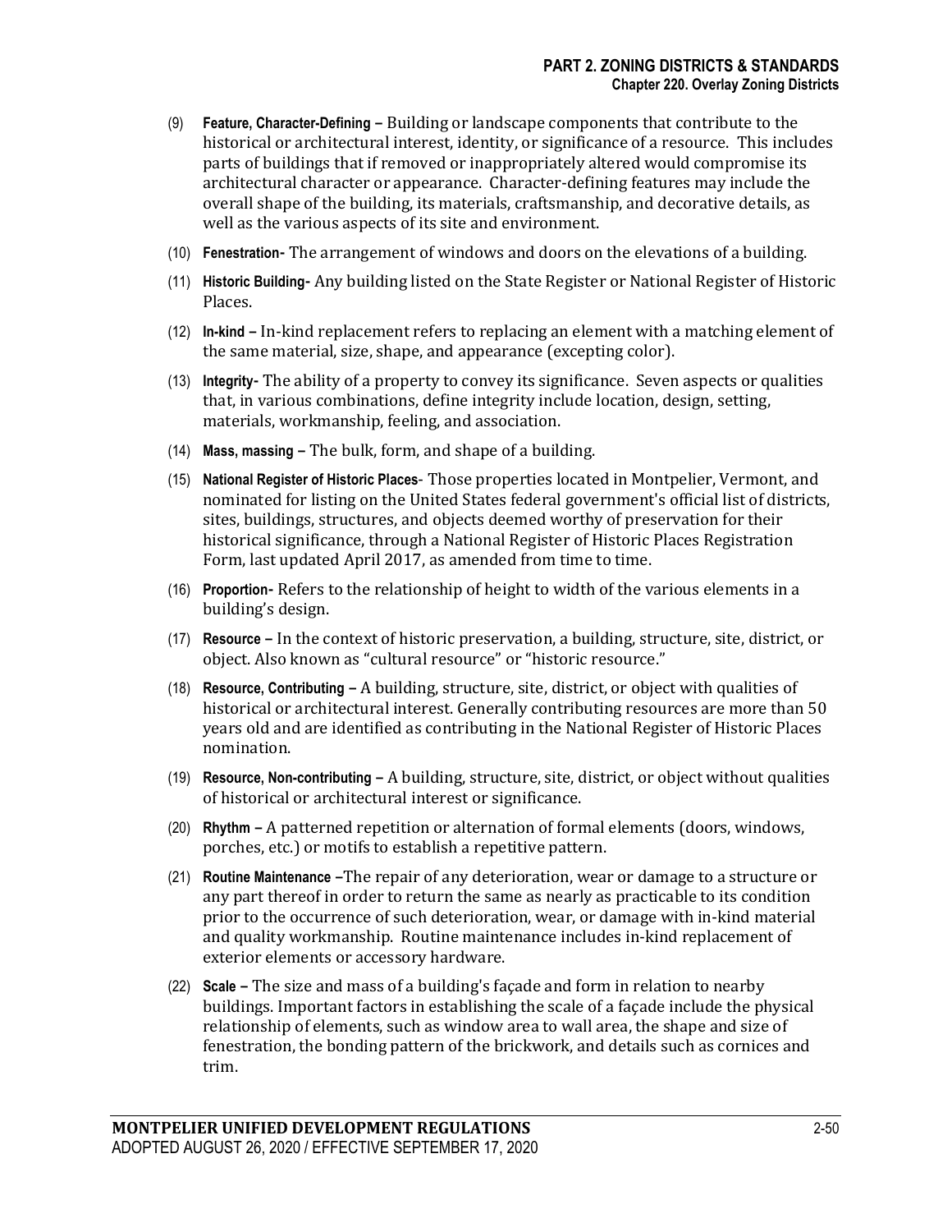(9) **Feature, Character-Defining –** Building or landscape components that contribute to the historical or architectural interest, identity, or significance of a resource. This includes parts of buildings that if removed or inappropriately altered would compromise its architectural character or appearance. Character-defining features may include the overall shape of the building, its materials, craftsmanship, and decorative details, as well as the various aspects of its site and environment.

(10) **Fenestration-** The arrangement of windows and doors on the elevations of a building.

(11) **Historic Building-** Any building listed on the State Register or National Register of Historic Places.

(12) **In-kind –** In-kind replacement refers to replacing an element with a matching element of the same material, size, shape, and appearance (excepting color).

(13) **Integrity-** The ability of a property to convey its significance. Seven aspects or qualities that, in various combinations, define integrity include location, design, setting, materials, workmanship, feeling, and association.

(14) **Mass, massing –** The bulk, form, and shape of a building.

(15) **National Register of Historic Places**- Those properties located in Montpelier, Vermont, and nominated for listing on the United States federal government's official list of districts, sites, buildings, structures, and objects deemed worthy of preservation for their historical significance, through a National Register of Historic Places Registration Form, last updated April 2017, as amended from time to time.

(16) **Proportion-** Refers to the relationship of height to width of the various elements in a building's design.

(17) **Resource –** In the context of historic preservation, a building, structure, site, district, or object. Also known as "cultural resource" or "historic resource."

(18) **Resource, Contributing –** A building, structure, site, district, or object with qualities of historical or architectural interest. Generally contributing resources are more than 50 years old and are identified as contributing in the National Register of Historic Places nomination.

(19) **Resource, Non-contributing –** A building, structure, site, district, or object without qualities of historical or architectural interest or significance.

(20) **Rhythm –** A patterned repetition or alternation of formal elements (doors, windows, porches, etc.) or motifs to establish a repetitive pattern.

(21) **Routine Maintenance –**The repair of any deterioration, wear or damage to a structure or any part thereof in order to return the same as nearly as practicable to its condition prior to the occurrence of such deterioration, wear, or damage with in-kind material and quality workmanship. Routine maintenance includes in-kind replacement of exterior elements or accessory hardware.

(22) **Scale –** The size and mass of a building's façade and form in relation to nearby buildings. Important factors in establishing the scale of a façade include the physical relationship of elements, such as window area to wall area, the shape and size of fenestration, the bonding pattern of the brickwork, and details such as cornices and trim.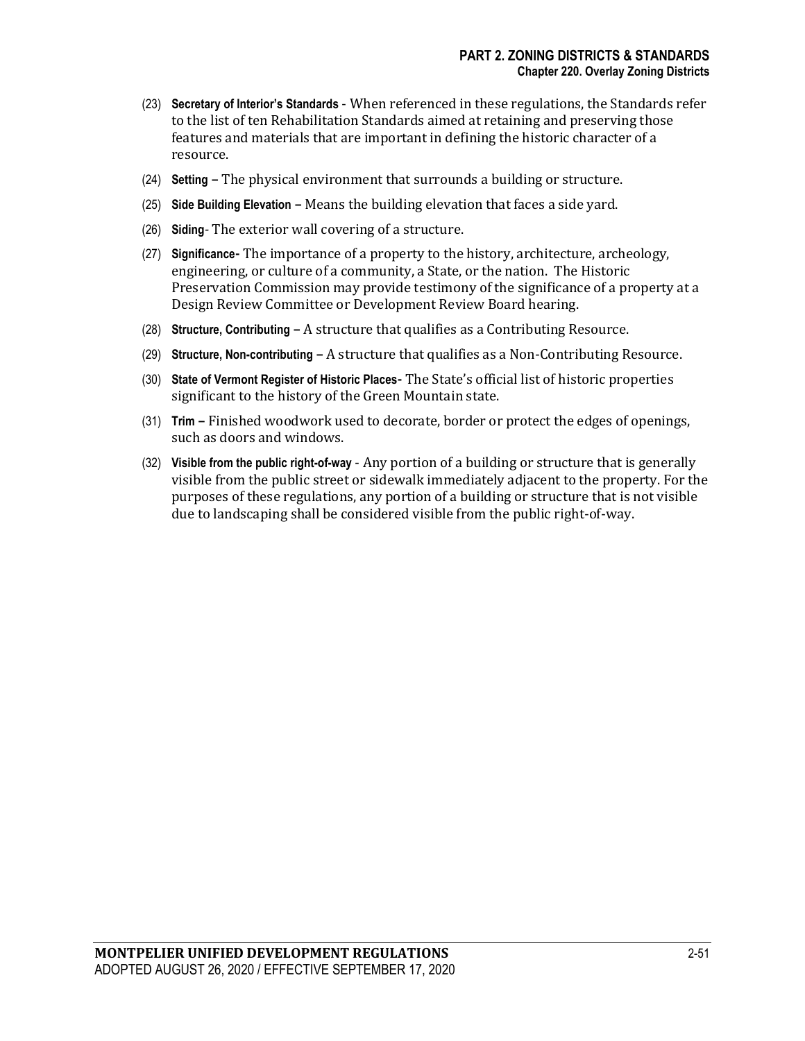(23) **Secretary of Interior's Standards** - When referenced in these regulations, the Standards refer to the list of ten Rehabilitation Standards aimed at retaining and preserving those features and materials that are important in defining the historic character of a resource.

(24) **Setting –** The physical environment that surrounds a building or structure.

(25) **Side Building Elevation –** Means the building elevation that faces a side yard.

(26) **Siding**- The exterior wall covering of a structure.

(27) **Significance-** The importance of a property to the history, architecture, archeology, engineering, or culture of a community, a State, or the nation. The Historic Preservation Commission may provide testimony of the significance of a property at a Design Review Committee or Development Review Board hearing.

(28) **Structure, Contributing –** A structure that qualifies as a Contributing Resource.

(29) **Structure, Non-contributing –** A structure that qualifies as a Non-Contributing Resource.

(30) **State of Vermont Register of Historic Places-** The State's official list of historic properties significant to the history of the Green Mountain state.

(31) **Trim –** Finished woodwork used to decorate, border or protect the edges of openings, such as doors and windows.

(32) **Visible from the public right-of-way** - Any portion of a building or structure that is generally visible from the public street or sidewalk immediately adjacent to the property. For the purposes of these regulations, any portion of a building or structure that is not visible due to landscaping shall be considered visible from the public right-of-way.